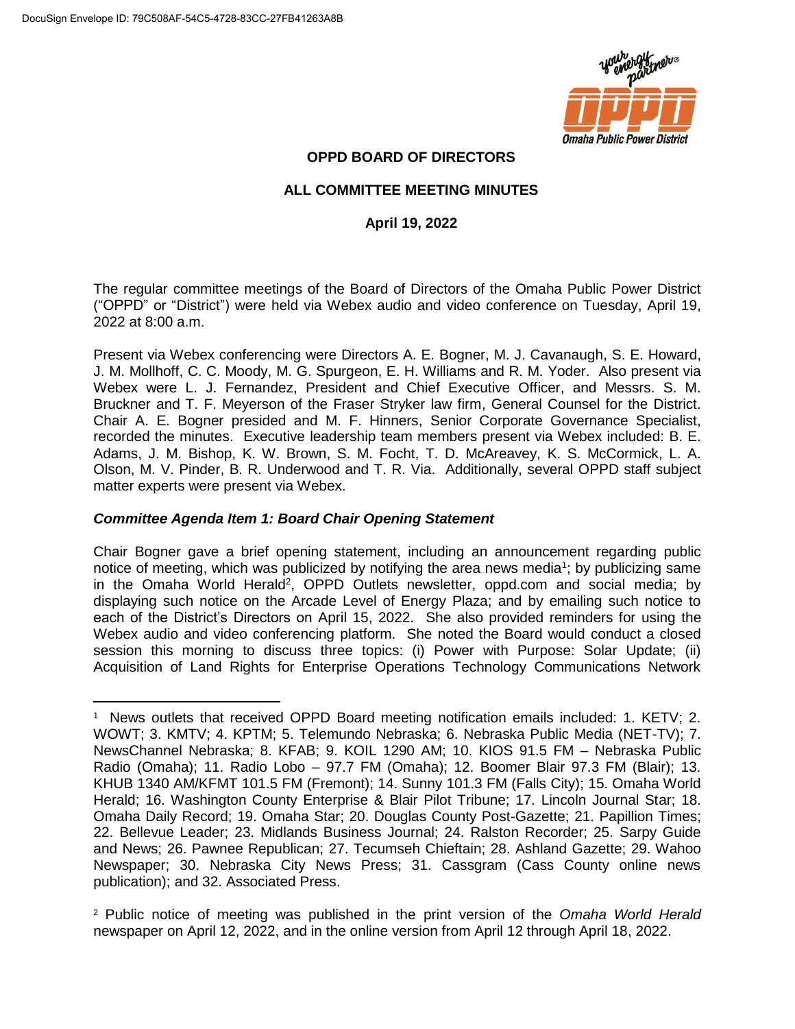DocuSign Envelope ID: 79C508AF-54C5-4728-83CC-27FB41263A8B

**OPPD BOARD OF DIRECTORS**

**ALL COMMITTEE MEETING MINUTES**

**April 19, 2022**

The regular committee meetings of the Board of Directors of the Omaha Public Power District ("OPPD" or "District") were held via Webex audio and video conference on Tuesday, April 19, 2022 at 8:00 a.m.

Present via Webex conferencing were Directors A. E. Bogner, M. J. Cavanaugh, S. E. Howard, J. M. Mollhoff, C. C. Moody, M. G. Spurgeon, E. H. Williams and R. M. Yoder. Also present via Webex were L. J. Fernandez, President and Chief Executive Officer, and Messrs. S. M. Bruckner and T. F. Meyerson of the Fraser Stryker law firm, General Counsel for the District. Chair A. E. Bogner presided and M. F. Hinners, Senior Corporate Governance Specialist, recorded the minutes. Executive leadership team members present via Webex included: B. E. Adams, J. M. Bishop, K. W. Brown, S. M. Focht, T. D. McAreavey, K. S. McCormick, L. A. Olson, M. V. Pinder, B. R. Underwood and T. R. Via. Additionally, several OPPD staff subject matter experts were present via Webex.

### *Committee Agenda Item 1: Board Chair Opening Statement*

Chair Bogner gave a brief opening statement, including an announcement regarding public notice of meeting, which was publicized by notifying the area news media[1]; by publicizing same in the Omaha World Herald[2], OPPD Outlets newsletter, oppd.com and social media; by displaying such notice on the Arcade Level of Energy Plaza; and by emailing such notice to each of the District's Directors on April 15, 2022. She also provided reminders for using the Webex audio and video conferencing platform. She noted the Board would conduct a closed session this morning to discuss three topics: (i) Power with Purpose: Solar Update; (ii) Acquisition of Land Rights for Enterprise Operations Technology Communications Network

---

[1] News outlets that received OPPD Board meeting notification emails included: 1. KETV; 2. WOWT; 3. KMTV; 4. KPTM; 5. Telemundo Nebraska; 6. Nebraska Public Media (NET-TV); 7. NewsChannel Nebraska; 8. KFAB; 9. KOIL 1290 AM; 10. KIOS 91.5 FM – Nebraska Public Radio (Omaha); 11. Radio Lobo – 97.7 FM (Omaha); 12. Boomer Blair 97.3 FM (Blair); 13. KHUB 1340 AM/KFMT 101.5 FM (Fremont); 14. Sunny 101.3 FM (Falls City); 15. Omaha World Herald; 16. Washington County Enterprise & Blair Pilot Tribune; 17. Lincoln Journal Star; 18. Omaha Daily Record; 19. Omaha Star; 20. Douglas County Post-Gazette; 21. Papillion Times; 22. Bellevue Leader; 23. Midlands Business Journal; 24. Ralston Recorder; 25. Sarpy Guide and News; 26. Pawnee Republican; 27. Tecumseh Chieftain; 28. Ashland Gazette; 29. Wahoo Newspaper; 30. Nebraska City News Press; 31. Cassgram (Cass County online news publication); and 32. Associated Press.

[2] Public notice of meeting was published in the print version of the *Omaha World Herald* newspaper on April 12, 2022, and in the online version from April 12 through April 18, 2022.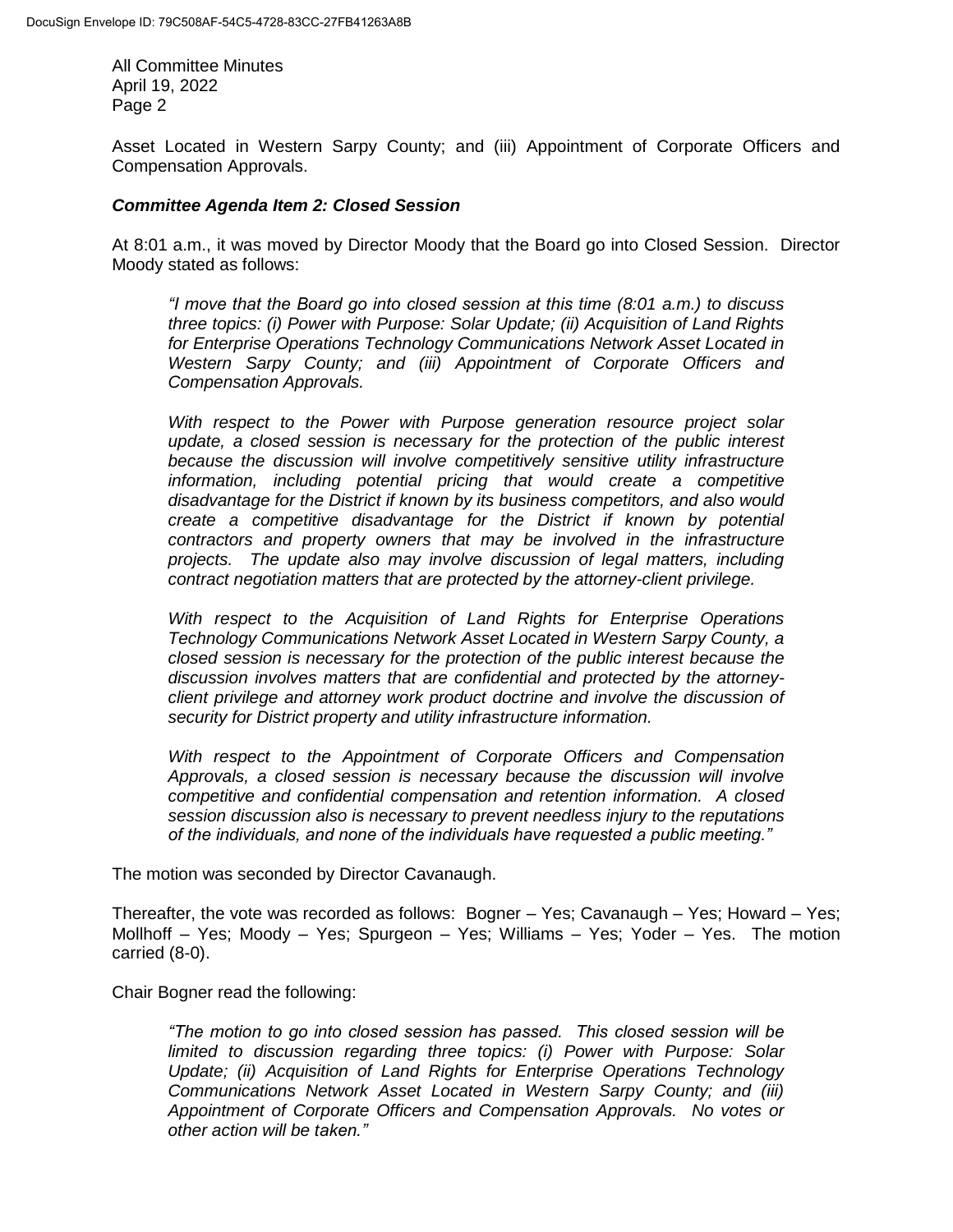Asset Located in Western Sarpy County; and (iii) Appointment of Corporate Officers and Compensation Approvals.

***Committee Agenda Item 2: Closed Session***

At 8:01 a.m., it was moved by Director Moody that the Board go into Closed Session. Director Moody stated as follows:

> *"I move that the Board go into closed session at this time (8:01 a.m.) to discuss three topics: (i) Power with Purpose: Solar Update; (ii) Acquisition of Land Rights for Enterprise Operations Technology Communications Network Asset Located in Western Sarpy County; and (iii) Appointment of Corporate Officers and Compensation Approvals.*
>
> *With respect to the Power with Purpose generation resource project solar update, a closed session is necessary for the protection of the public interest because the discussion will involve competitively sensitive utility infrastructure information, including potential pricing that would create a competitive disadvantage for the District if known by its business competitors, and also would create a competitive disadvantage for the District if known by potential contractors and property owners that may be involved in the infrastructure projects. The update also may involve discussion of legal matters, including contract negotiation matters that are protected by the attorney-client privilege.*
>
> *With respect to the Acquisition of Land Rights for Enterprise Operations Technology Communications Network Asset Located in Western Sarpy County, a closed session is necessary for the protection of the public interest because the discussion involves matters that are confidential and protected by the attorney-client privilege and attorney work product doctrine and involve the discussion of security for District property and utility infrastructure information.*
>
> *With respect to the Appointment of Corporate Officers and Compensation Approvals, a closed session is necessary because the discussion will involve competitive and confidential compensation and retention information. A closed session discussion also is necessary to prevent needless injury to the reputations of the individuals, and none of the individuals have requested a public meeting."*

The motion was seconded by Director Cavanaugh.

Thereafter, the vote was recorded as follows: Bogner – Yes; Cavanaugh – Yes; Howard – Yes; Mollhoff – Yes; Moody – Yes; Spurgeon – Yes; Williams – Yes; Yoder – Yes. The motion carried (8-0).

Chair Bogner read the following:

> *"The motion to go into closed session has passed. This closed session will be limited to discussion regarding three topics: (i) Power with Purpose: Solar Update; (ii) Acquisition of Land Rights for Enterprise Operations Technology Communications Network Asset Located in Western Sarpy County; and (iii) Appointment of Corporate Officers and Compensation Approvals. No votes or other action will be taken."*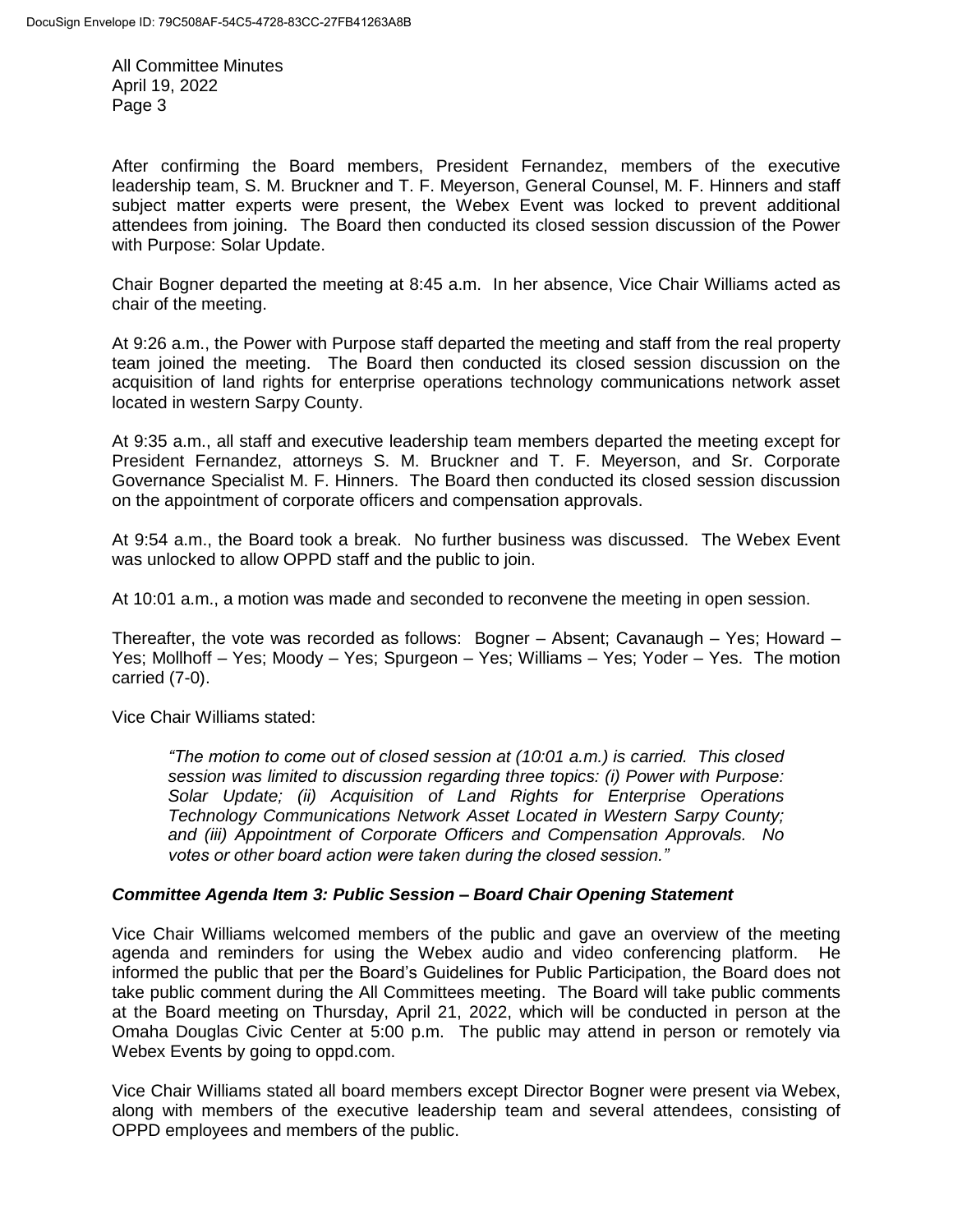After confirming the Board members, President Fernandez, members of the executive leadership team, S. M. Bruckner and T. F. Meyerson, General Counsel, M. F. Hinners and staff subject matter experts were present, the Webex Event was locked to prevent additional attendees from joining. The Board then conducted its closed session discussion of the Power with Purpose: Solar Update.

Chair Bogner departed the meeting at 8:45 a.m. In her absence, Vice Chair Williams acted as chair of the meeting.

At 9:26 a.m., the Power with Purpose staff departed the meeting and staff from the real property team joined the meeting. The Board then conducted its closed session discussion on the acquisition of land rights for enterprise operations technology communications network asset located in western Sarpy County.

At 9:35 a.m., all staff and executive leadership team members departed the meeting except for President Fernandez, attorneys S. M. Bruckner and T. F. Meyerson, and Sr. Corporate Governance Specialist M. F. Hinners. The Board then conducted its closed session discussion on the appointment of corporate officers and compensation approvals.

At 9:54 a.m., the Board took a break. No further business was discussed. The Webex Event was unlocked to allow OPPD staff and the public to join.

At 10:01 a.m., a motion was made and seconded to reconvene the meeting in open session.

Thereafter, the vote was recorded as follows: Bogner – Absent; Cavanaugh – Yes; Howard – Yes; Mollhoff – Yes; Moody – Yes; Spurgeon – Yes; Williams – Yes; Yoder – Yes. The motion carried (7-0).

Vice Chair Williams stated:

> *"The motion to come out of closed session at (10:01 a.m.) is carried. This closed session was limited to discussion regarding three topics: (i) Power with Purpose: Solar Update; (ii) Acquisition of Land Rights for Enterprise Operations Technology Communications Network Asset Located in Western Sarpy County; and (iii) Appointment of Corporate Officers and Compensation Approvals. No votes or other board action were taken during the closed session."*

***Committee Agenda Item 3: Public Session – Board Chair Opening Statement***

Vice Chair Williams welcomed members of the public and gave an overview of the meeting agenda and reminders for using the Webex audio and video conferencing platform. He informed the public that per the Board's Guidelines for Public Participation, the Board does not take public comment during the All Committees meeting. The Board will take public comments at the Board meeting on Thursday, April 21, 2022, which will be conducted in person at the Omaha Douglas Civic Center at 5:00 p.m. The public may attend in person or remotely via Webex Events by going to oppd.com.

Vice Chair Williams stated all board members except Director Bogner were present via Webex, along with members of the executive leadership team and several attendees, consisting of OPPD employees and members of the public.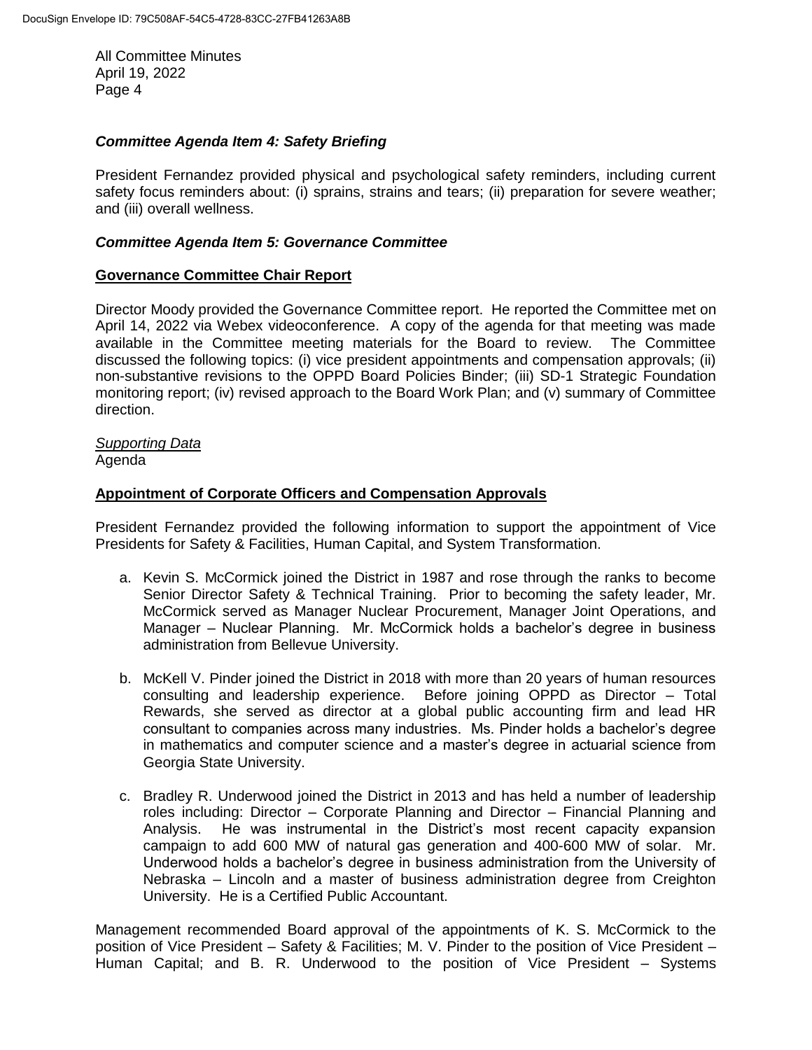### *Committee Agenda Item 4: Safety Briefing*

President Fernandez provided physical and psychological safety reminders, including current safety focus reminders about: (i) sprains, strains and tears; (ii) preparation for severe weather; and (iii) overall wellness.

### *Committee Agenda Item 5: Governance Committee*

**Governance Committee Chair Report**

Director Moody provided the Governance Committee report. He reported the Committee met on April 14, 2022 via Webex videoconference. A copy of the agenda for that meeting was made available in the Committee meeting materials for the Board to review. The Committee discussed the following topics: (i) vice president appointments and compensation approvals; (ii) non-substantive revisions to the OPPD Board Policies Binder; (iii) SD-1 Strategic Foundation monitoring report; (iv) revised approach to the Board Work Plan; and (v) summary of Committee direction.

*Supporting Data*
Agenda

**Appointment of Corporate Officers and Compensation Approvals**

President Fernandez provided the following information to support the appointment of Vice Presidents for Safety & Facilities, Human Capital, and System Transformation.

a. Kevin S. McCormick joined the District in 1987 and rose through the ranks to become Senior Director Safety & Technical Training. Prior to becoming the safety leader, Mr. McCormick served as Manager Nuclear Procurement, Manager Joint Operations, and Manager – Nuclear Planning. Mr. McCormick holds a bachelor's degree in business administration from Bellevue University.

b. McKell V. Pinder joined the District in 2018 with more than 20 years of human resources consulting and leadership experience. Before joining OPPD as Director – Total Rewards, she served as director at a global public accounting firm and lead HR consultant to companies across many industries. Ms. Pinder holds a bachelor's degree in mathematics and computer science and a master's degree in actuarial science from Georgia State University.

c. Bradley R. Underwood joined the District in 2013 and has held a number of leadership roles including: Director – Corporate Planning and Director – Financial Planning and Analysis. He was instrumental in the District's most recent capacity expansion campaign to add 600 MW of natural gas generation and 400-600 MW of solar. Mr. Underwood holds a bachelor's degree in business administration from the University of Nebraska – Lincoln and a master of business administration degree from Creighton University. He is a Certified Public Accountant.

Management recommended Board approval of the appointments of K. S. McCormick to the position of Vice President – Safety & Facilities; M. V. Pinder to the position of Vice President – Human Capital; and B. R. Underwood to the position of Vice President – Systems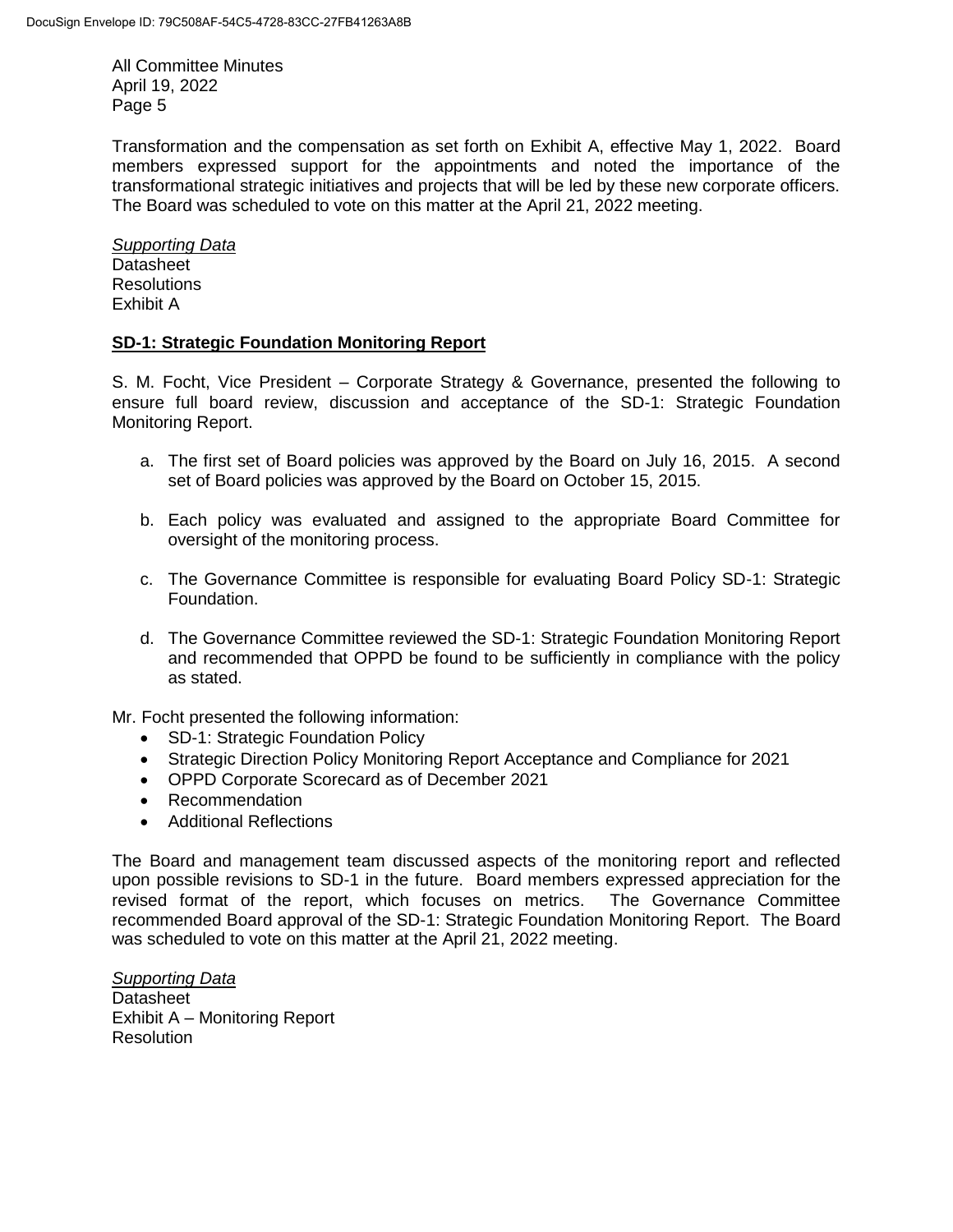Transformation and the compensation as set forth on Exhibit A, effective May 1, 2022. Board members expressed support for the appointments and noted the importance of the transformational strategic initiatives and projects that will be led by these new corporate officers. The Board was scheduled to vote on this matter at the April 21, 2022 meeting.

*Supporting Data*
Datasheet
Resolutions
Exhibit A

## SD-1: Strategic Foundation Monitoring Report

S. M. Focht, Vice President – Corporate Strategy & Governance, presented the following to ensure full board review, discussion and acceptance of the SD-1: Strategic Foundation Monitoring Report.

a. The first set of Board policies was approved by the Board on July 16, 2015. A second set of Board policies was approved by the Board on October 15, 2015.

b. Each policy was evaluated and assigned to the appropriate Board Committee for oversight of the monitoring process.

c. The Governance Committee is responsible for evaluating Board Policy SD-1: Strategic Foundation.

d. The Governance Committee reviewed the SD-1: Strategic Foundation Monitoring Report and recommended that OPPD be found to be sufficiently in compliance with the policy as stated.

Mr. Focht presented the following information:

- SD-1: Strategic Foundation Policy
- Strategic Direction Policy Monitoring Report Acceptance and Compliance for 2021
- OPPD Corporate Scorecard as of December 2021
- Recommendation
- Additional Reflections

The Board and management team discussed aspects of the monitoring report and reflected upon possible revisions to SD-1 in the future. Board members expressed appreciation for the revised format of the report, which focuses on metrics. The Governance Committee recommended Board approval of the SD-1: Strategic Foundation Monitoring Report. The Board was scheduled to vote on this matter at the April 21, 2022 meeting.

*Supporting Data*
Datasheet
Exhibit A – Monitoring Report
Resolution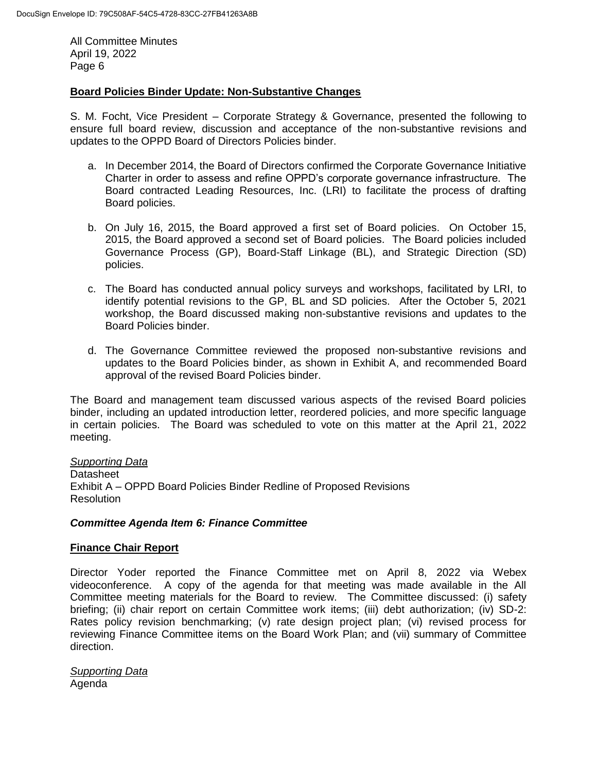## Board Policies Binder Update: Non-Substantive Changes

S. M. Focht, Vice President – Corporate Strategy & Governance, presented the following to ensure full board review, discussion and acceptance of the non-substantive revisions and updates to the OPPD Board of Directors Policies binder.

a. In December 2014, the Board of Directors confirmed the Corporate Governance Initiative Charter in order to assess and refine OPPD's corporate governance infrastructure. The Board contracted Leading Resources, Inc. (LRI) to facilitate the process of drafting Board policies.

b. On July 16, 2015, the Board approved a first set of Board policies. On October 15, 2015, the Board approved a second set of Board policies. The Board policies included Governance Process (GP), Board-Staff Linkage (BL), and Strategic Direction (SD) policies.

c. The Board has conducted annual policy surveys and workshops, facilitated by LRI, to identify potential revisions to the GP, BL and SD policies. After the October 5, 2021 workshop, the Board discussed making non-substantive revisions and updates to the Board Policies binder.

d. The Governance Committee reviewed the proposed non-substantive revisions and updates to the Board Policies binder, as shown in Exhibit A, and recommended Board approval of the revised Board Policies binder.

The Board and management team discussed various aspects of the revised Board policies binder, including an updated introduction letter, reordered policies, and more specific language in certain policies. The Board was scheduled to vote on this matter at the April 21, 2022 meeting.

*Supporting Data*
Datasheet
Exhibit A – OPPD Board Policies Binder Redline of Proposed Revisions
Resolution

### *Committee Agenda Item 6: Finance Committee*

## Finance Chair Report

Director Yoder reported the Finance Committee met on April 8, 2022 via Webex videoconference. A copy of the agenda for that meeting was made available in the All Committee meeting materials for the Board to review. The Committee discussed: (i) safety briefing; (ii) chair report on certain Committee work items; (iii) debt authorization; (iv) SD-2: Rates policy revision benchmarking; (v) rate design project plan; (vi) revised process for reviewing Finance Committee items on the Board Work Plan; and (vii) summary of Committee direction.

*Supporting Data*
Agenda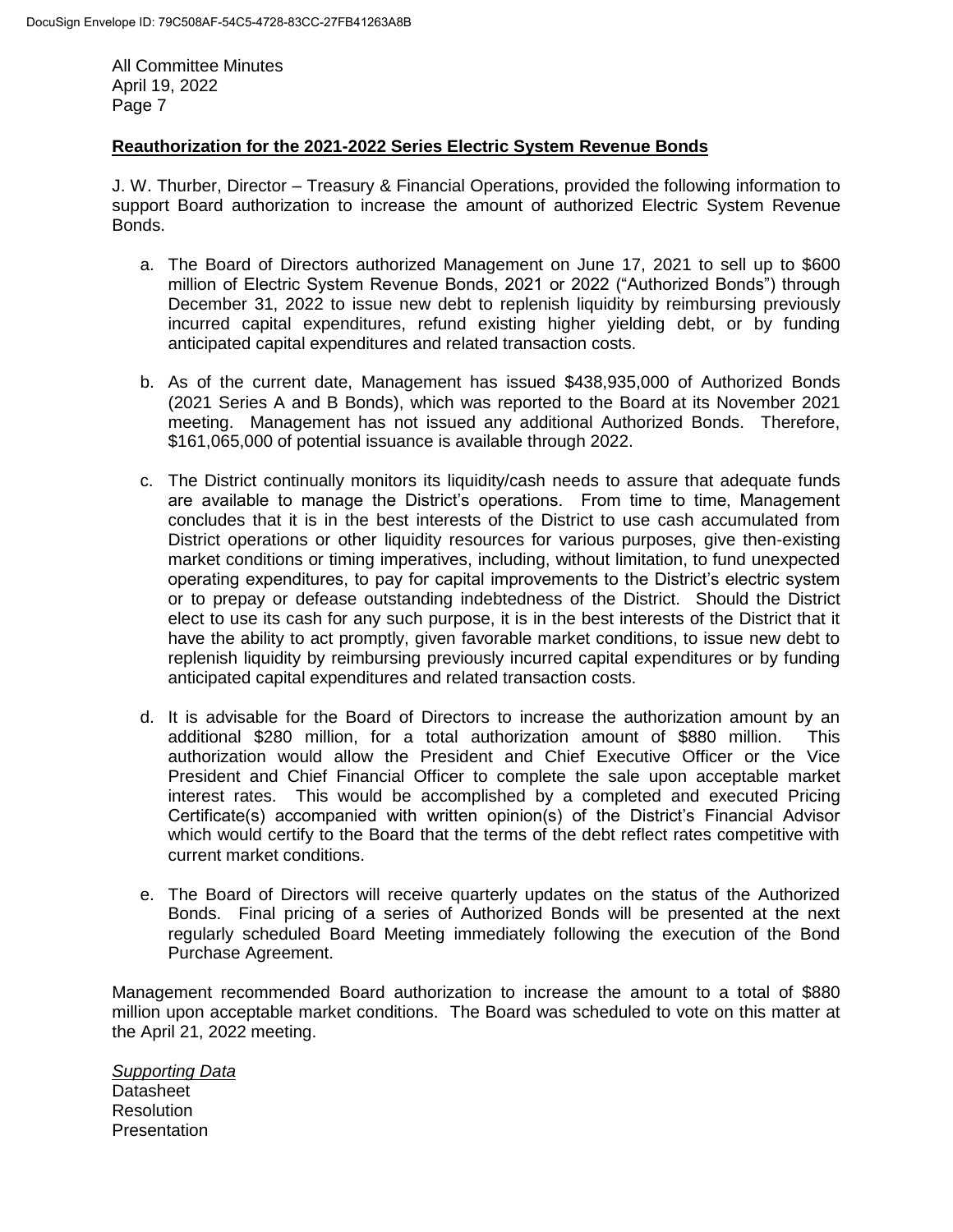**Reauthorization for the 2021-2022 Series Electric System Revenue Bonds**

J. W. Thurber, Director – Treasury & Financial Operations, provided the following information to support Board authorization to increase the amount of authorized Electric System Revenue Bonds.

a. The Board of Directors authorized Management on June 17, 2021 to sell up to $600 million of Electric System Revenue Bonds, 2021 or 2022 ("Authorized Bonds") through December 31, 2022 to issue new debt to replenish liquidity by reimbursing previously incurred capital expenditures, refund existing higher yielding debt, or by funding anticipated capital expenditures and related transaction costs.

b. As of the current date, Management has issued $438,935,000 of Authorized Bonds (2021 Series A and B Bonds), which was reported to the Board at its November 2021 meeting. Management has not issued any additional Authorized Bonds. Therefore, $161,065,000 of potential issuance is available through 2022.

c. The District continually monitors its liquidity/cash needs to assure that adequate funds are available to manage the District's operations. From time to time, Management concludes that it is in the best interests of the District to use cash accumulated from District operations or other liquidity resources for various purposes, give then-existing market conditions or timing imperatives, including, without limitation, to fund unexpected operating expenditures, to pay for capital improvements to the District's electric system or to prepay or defease outstanding indebtedness of the District. Should the District elect to use its cash for any such purpose, it is in the best interests of the District that it have the ability to act promptly, given favorable market conditions, to issue new debt to replenish liquidity by reimbursing previously incurred capital expenditures or by funding anticipated capital expenditures and related transaction costs.

d. It is advisable for the Board of Directors to increase the authorization amount by an additional $280 million, for a total authorization amount of $880 million. This authorization would allow the President and Chief Executive Officer or the Vice President and Chief Financial Officer to complete the sale upon acceptable market interest rates. This would be accomplished by a completed and executed Pricing Certificate(s) accompanied with written opinion(s) of the District's Financial Advisor which would certify to the Board that the terms of the debt reflect rates competitive with current market conditions.

e. The Board of Directors will receive quarterly updates on the status of the Authorized Bonds. Final pricing of a series of Authorized Bonds will be presented at the next regularly scheduled Board Meeting immediately following the execution of the Bond Purchase Agreement.

Management recommended Board authorization to increase the amount to a total of $880 million upon acceptable market conditions. The Board was scheduled to vote on this matter at the April 21, 2022 meeting.

*Supporting Data*
Datasheet
Resolution
Presentation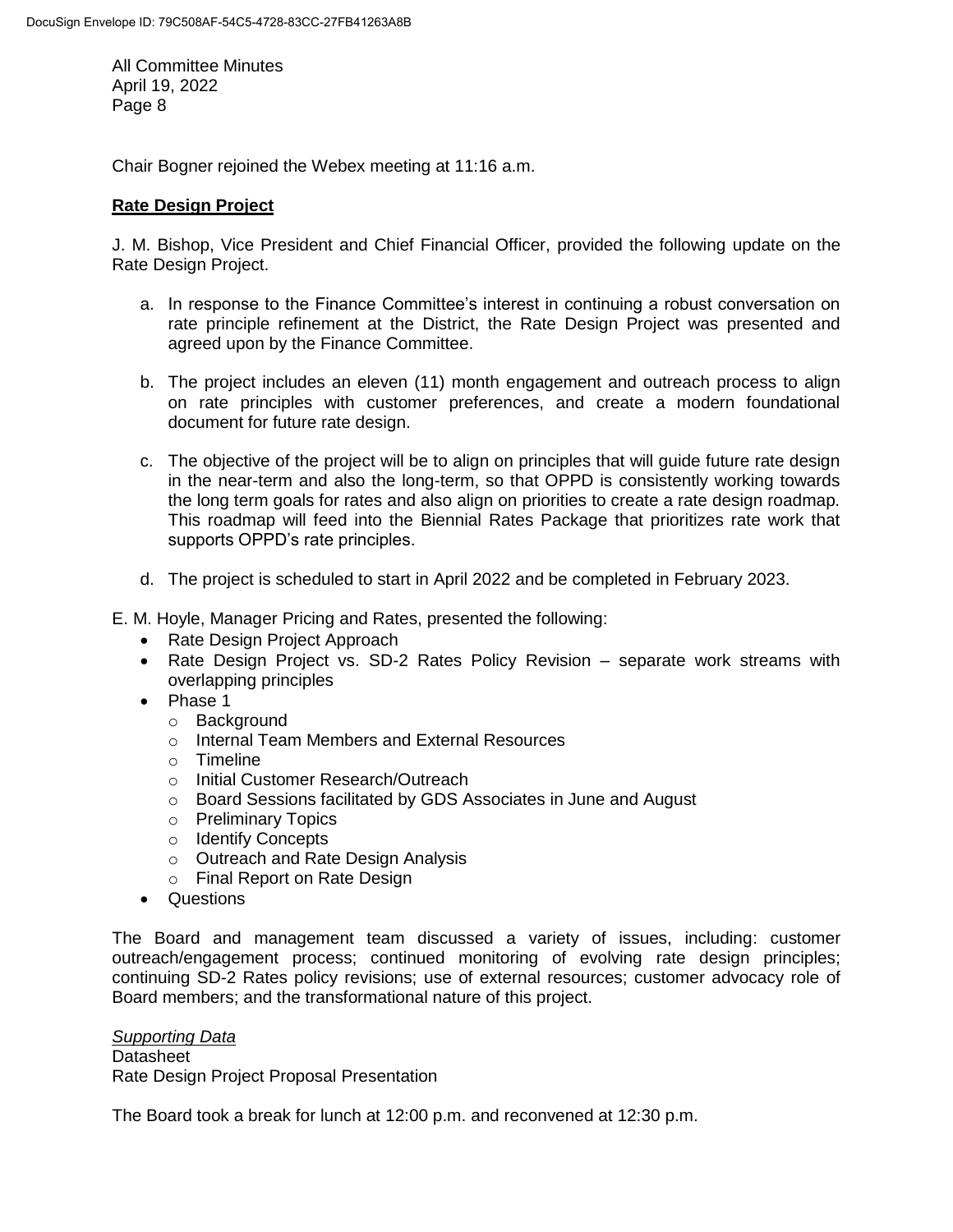Chair Bogner rejoined the Webex meeting at 11:16 a.m.

**Rate Design Project**

J. M. Bishop, Vice President and Chief Financial Officer, provided the following update on the Rate Design Project.

a. In response to the Finance Committee's interest in continuing a robust conversation on rate principle refinement at the District, the Rate Design Project was presented and agreed upon by the Finance Committee.

b. The project includes an eleven (11) month engagement and outreach process to align on rate principles with customer preferences, and create a modern foundational document for future rate design.

c. The objective of the project will be to align on principles that will guide future rate design in the near-term and also the long-term, so that OPPD is consistently working towards the long term goals for rates and also align on priorities to create a rate design roadmap. This roadmap will feed into the Biennial Rates Package that prioritizes rate work that supports OPPD's rate principles.

d. The project is scheduled to start in April 2022 and be completed in February 2023.

E. M. Hoyle, Manager Pricing and Rates, presented the following:

- Rate Design Project Approach
- Rate Design Project vs. SD-2 Rates Policy Revision – separate work streams with overlapping principles
- Phase 1
  - Background
  - Internal Team Members and External Resources
  - Timeline
  - Initial Customer Research/Outreach
  - Board Sessions facilitated by GDS Associates in June and August
  - Preliminary Topics
  - Identify Concepts
  - Outreach and Rate Design Analysis
  - Final Report on Rate Design
- Questions

The Board and management team discussed a variety of issues, including: customer outreach/engagement process; continued monitoring of evolving rate design principles; continuing SD-2 Rates policy revisions; use of external resources; customer advocacy role of Board members; and the transformational nature of this project.

*Supporting Data*
Datasheet
Rate Design Project Proposal Presentation

The Board took a break for lunch at 12:00 p.m. and reconvened at 12:30 p.m.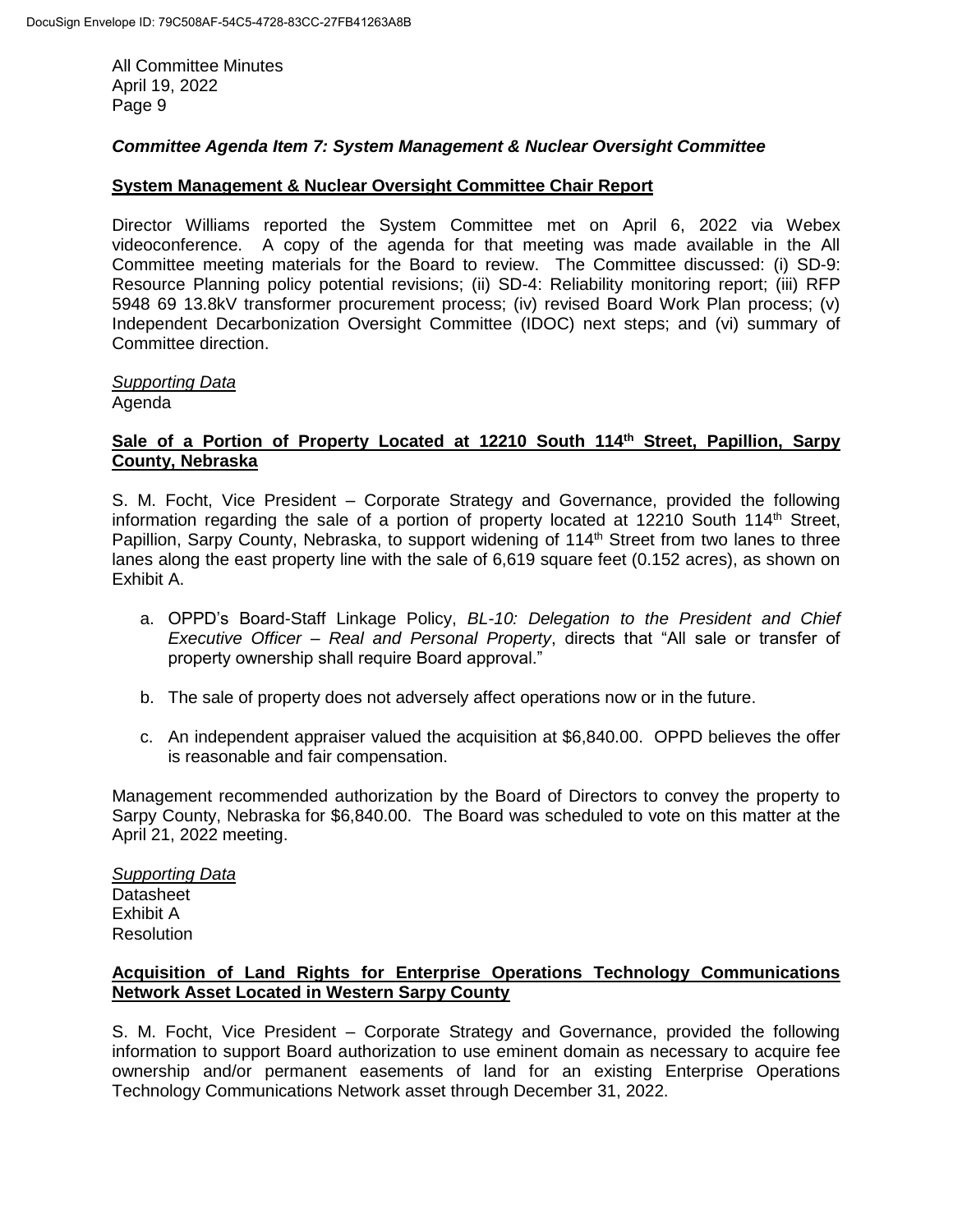*Committee Agenda Item 7: System Management & Nuclear Oversight Committee*

**System Management & Nuclear Oversight Committee Chair Report**

Director Williams reported the System Committee met on April 6, 2022 via Webex videoconference. A copy of the agenda for that meeting was made available in the All Committee meeting materials for the Board to review. The Committee discussed: (i) SD-9: Resource Planning policy potential revisions; (ii) SD-4: Reliability monitoring report; (iii) RFP 5948 69 13.8kV transformer procurement process; (iv) revised Board Work Plan process; (v) Independent Decarbonization Oversight Committee (IDOC) next steps; and (vi) summary of Committee direction.

*Supporting Data*
Agenda

**Sale of a Portion of Property Located at 12210 South 114th Street, Papillion, Sarpy County, Nebraska**

S. M. Focht, Vice President – Corporate Strategy and Governance, provided the following information regarding the sale of a portion of property located at 12210 South 114th Street, Papillion, Sarpy County, Nebraska, to support widening of 114th Street from two lanes to three lanes along the east property line with the sale of 6,619 square feet (0.152 acres), as shown on Exhibit A.

a. OPPD's Board-Staff Linkage Policy, *BL-10: Delegation to the President and Chief Executive Officer – Real and Personal Property*, directs that "All sale or transfer of property ownership shall require Board approval."

b. The sale of property does not adversely affect operations now or in the future.

c. An independent appraiser valued the acquisition at $6,840.00. OPPD believes the offer is reasonable and fair compensation.

Management recommended authorization by the Board of Directors to convey the property to Sarpy County, Nebraska for $6,840.00. The Board was scheduled to vote on this matter at the April 21, 2022 meeting.

*Supporting Data*
Datasheet
Exhibit A
Resolution

**Acquisition of Land Rights for Enterprise Operations Technology Communications Network Asset Located in Western Sarpy County**

S. M. Focht, Vice President – Corporate Strategy and Governance, provided the following information to support Board authorization to use eminent domain as necessary to acquire fee ownership and/or permanent easements of land for an existing Enterprise Operations Technology Communications Network asset through December 31, 2022.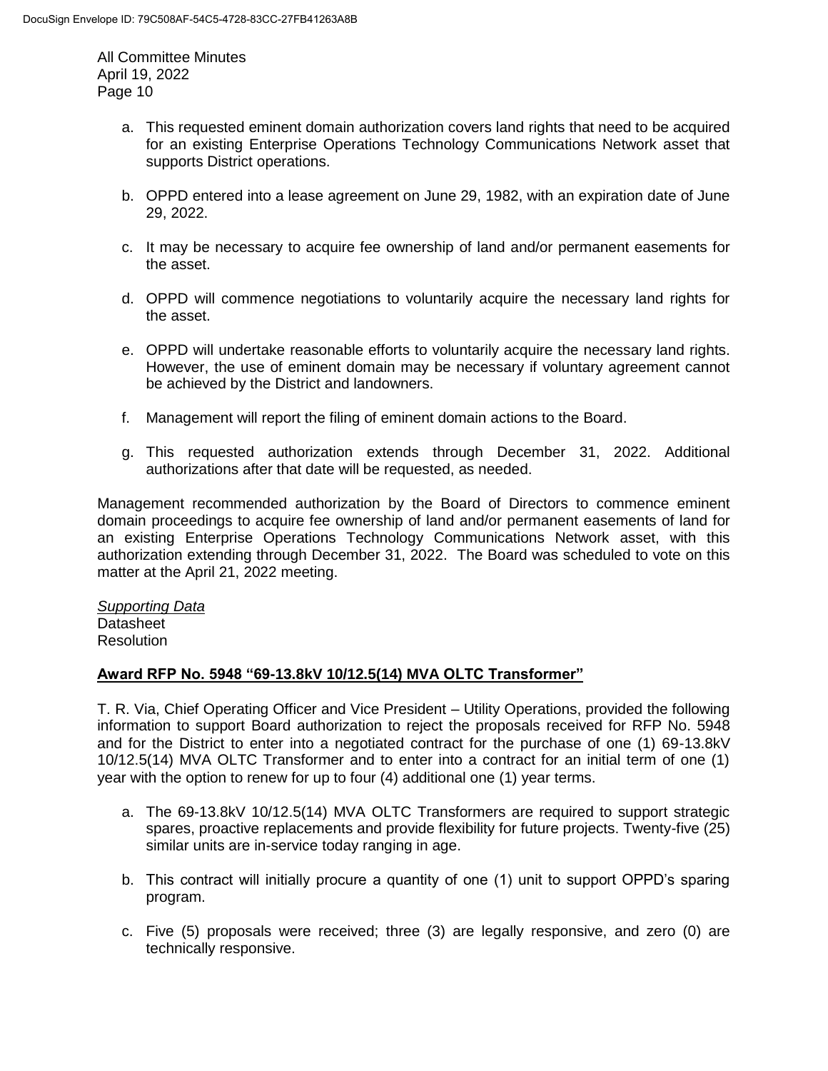a. This requested eminent domain authorization covers land rights that need to be acquired for an existing Enterprise Operations Technology Communications Network asset that supports District operations.

b. OPPD entered into a lease agreement on June 29, 1982, with an expiration date of June 29, 2022.

c. It may be necessary to acquire fee ownership of land and/or permanent easements for the asset.

d. OPPD will commence negotiations to voluntarily acquire the necessary land rights for the asset.

e. OPPD will undertake reasonable efforts to voluntarily acquire the necessary land rights. However, the use of eminent domain may be necessary if voluntary agreement cannot be achieved by the District and landowners.

f. Management will report the filing of eminent domain actions to the Board.

g. This requested authorization extends through December 31, 2022. Additional authorizations after that date will be requested, as needed.

Management recommended authorization by the Board of Directors to commence eminent domain proceedings to acquire fee ownership of land and/or permanent easements of land for an existing Enterprise Operations Technology Communications Network asset, with this authorization extending through December 31, 2022. The Board was scheduled to vote on this matter at the April 21, 2022 meeting.

*Supporting Data*
Datasheet
Resolution

**Award RFP No. 5948 "69-13.8kV 10/12.5(14) MVA OLTC Transformer"**

T. R. Via, Chief Operating Officer and Vice President – Utility Operations, provided the following information to support Board authorization to reject the proposals received for RFP No. 5948 and for the District to enter into a negotiated contract for the purchase of one (1) 69-13.8kV 10/12.5(14) MVA OLTC Transformer and to enter into a contract for an initial term of one (1) year with the option to renew for up to four (4) additional one (1) year terms.

a. The 69-13.8kV 10/12.5(14) MVA OLTC Transformers are required to support strategic spares, proactive replacements and provide flexibility for future projects. Twenty-five (25) similar units are in-service today ranging in age.

b. This contract will initially procure a quantity of one (1) unit to support OPPD's sparing program.

c. Five (5) proposals were received; three (3) are legally responsive, and zero (0) are technically responsive.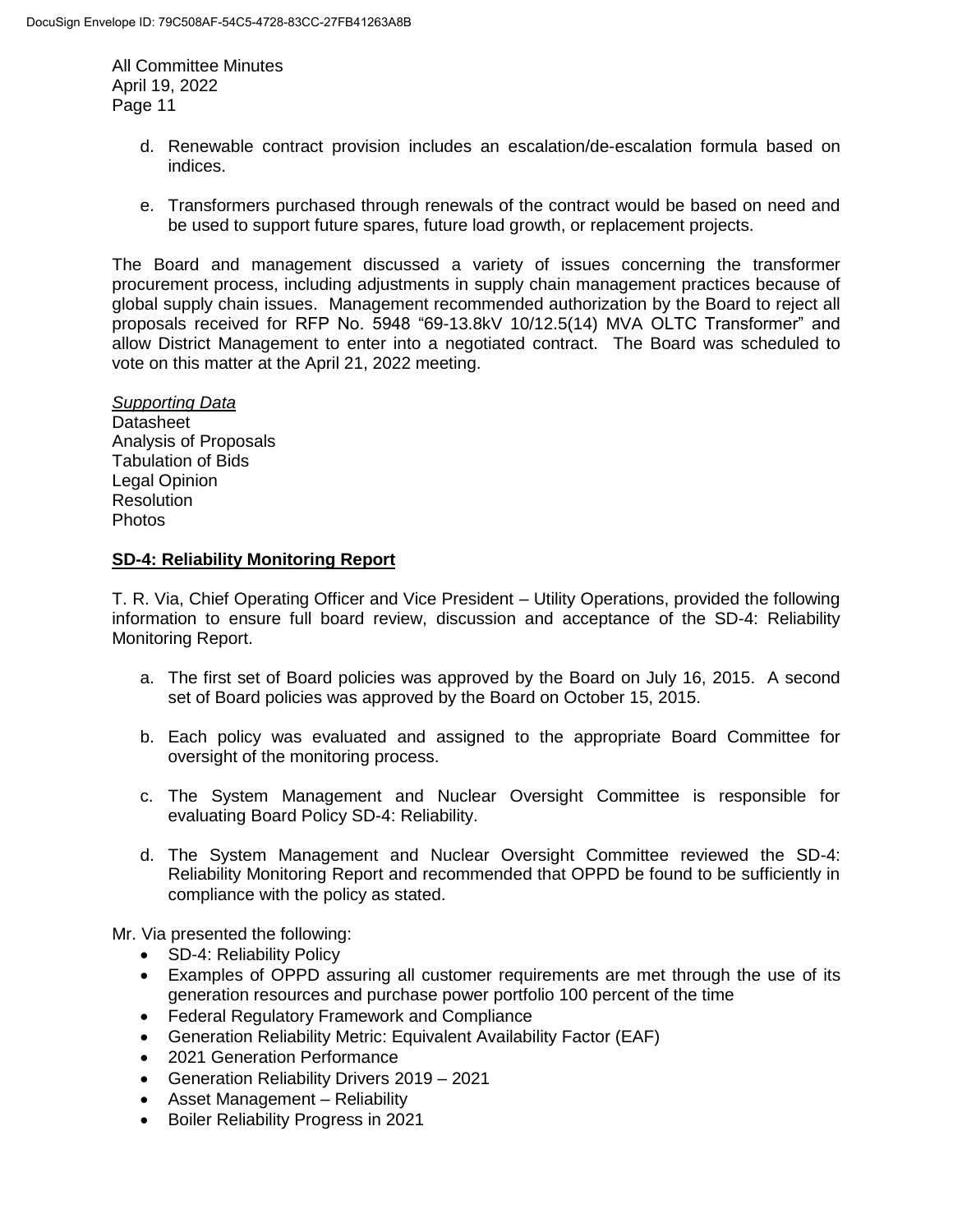d. Renewable contract provision includes an escalation/de-escalation formula based on indices.

e. Transformers purchased through renewals of the contract would be based on need and be used to support future spares, future load growth, or replacement projects.

The Board and management discussed a variety of issues concerning the transformer procurement process, including adjustments in supply chain management practices because of global supply chain issues. Management recommended authorization by the Board to reject all proposals received for RFP No. 5948 "69-13.8kV 10/12.5(14) MVA OLTC Transformer" and allow District Management to enter into a negotiated contract. The Board was scheduled to vote on this matter at the April 21, 2022 meeting.

*Supporting Data*
Datasheet
Analysis of Proposals
Tabulation of Bids
Legal Opinion
Resolution
Photos

## SD-4: Reliability Monitoring Report

T. R. Via, Chief Operating Officer and Vice President – Utility Operations, provided the following information to ensure full board review, discussion and acceptance of the SD-4: Reliability Monitoring Report.

a. The first set of Board policies was approved by the Board on July 16, 2015. A second set of Board policies was approved by the Board on October 15, 2015.

b. Each policy was evaluated and assigned to the appropriate Board Committee for oversight of the monitoring process.

c. The System Management and Nuclear Oversight Committee is responsible for evaluating Board Policy SD-4: Reliability.

d. The System Management and Nuclear Oversight Committee reviewed the SD-4: Reliability Monitoring Report and recommended that OPPD be found to be sufficiently in compliance with the policy as stated.

Mr. Via presented the following:

- SD-4: Reliability Policy
- Examples of OPPD assuring all customer requirements are met through the use of its generation resources and purchase power portfolio 100 percent of the time
- Federal Regulatory Framework and Compliance
- Generation Reliability Metric: Equivalent Availability Factor (EAF)
- 2021 Generation Performance
- Generation Reliability Drivers 2019 – 2021
- Asset Management – Reliability
- Boiler Reliability Progress in 2021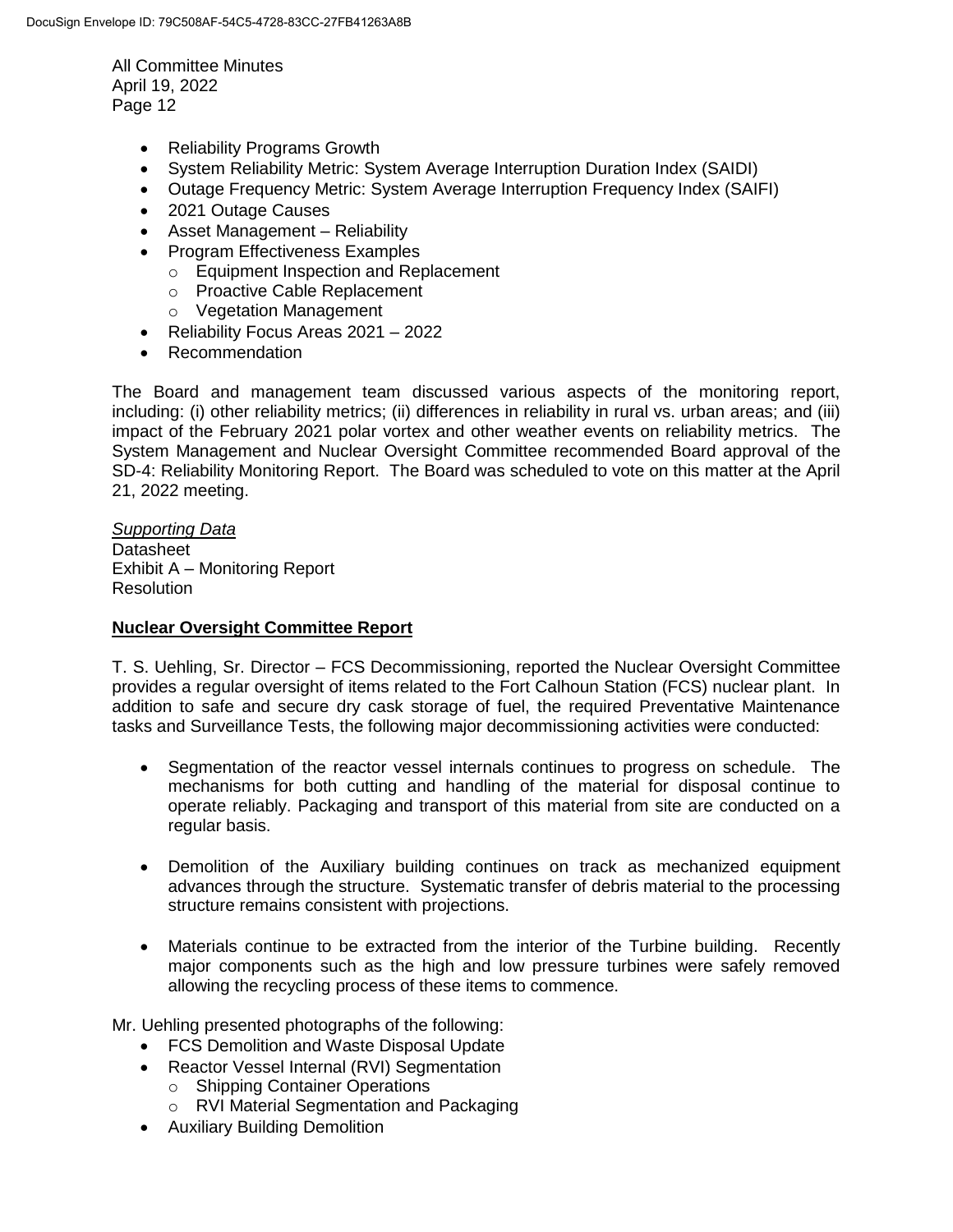- Reliability Programs Growth
- System Reliability Metric: System Average Interruption Duration Index (SAIDI)
- Outage Frequency Metric: System Average Interruption Frequency Index (SAIFI)
- 2021 Outage Causes
- Asset Management – Reliability
- Program Effectiveness Examples
  - Equipment Inspection and Replacement
  - Proactive Cable Replacement
  - Vegetation Management
- Reliability Focus Areas 2021 – 2022
- Recommendation

The Board and management team discussed various aspects of the monitoring report, including: (i) other reliability metrics; (ii) differences in reliability in rural vs. urban areas; and (iii) impact of the February 2021 polar vortex and other weather events on reliability metrics. The System Management and Nuclear Oversight Committee recommended Board approval of the SD-4: Reliability Monitoring Report. The Board was scheduled to vote on this matter at the April 21, 2022 meeting.

*Supporting Data*
Datasheet
Exhibit A – Monitoring Report
Resolution

**Nuclear Oversight Committee Report**

T. S. Uehling, Sr. Director – FCS Decommissioning, reported the Nuclear Oversight Committee provides a regular oversight of items related to the Fort Calhoun Station (FCS) nuclear plant. In addition to safe and secure dry cask storage of fuel, the required Preventative Maintenance tasks and Surveillance Tests, the following major decommissioning activities were conducted:

- Segmentation of the reactor vessel internals continues to progress on schedule. The mechanisms for both cutting and handling of the material for disposal continue to operate reliably. Packaging and transport of this material from site are conducted on a regular basis.

- Demolition of the Auxiliary building continues on track as mechanized equipment advances through the structure. Systematic transfer of debris material to the processing structure remains consistent with projections.

- Materials continue to be extracted from the interior of the Turbine building. Recently major components such as the high and low pressure turbines were safely removed allowing the recycling process of these items to commence.

Mr. Uehling presented photographs of the following:

- FCS Demolition and Waste Disposal Update
- Reactor Vessel Internal (RVI) Segmentation
  - Shipping Container Operations
  - RVI Material Segmentation and Packaging
- Auxiliary Building Demolition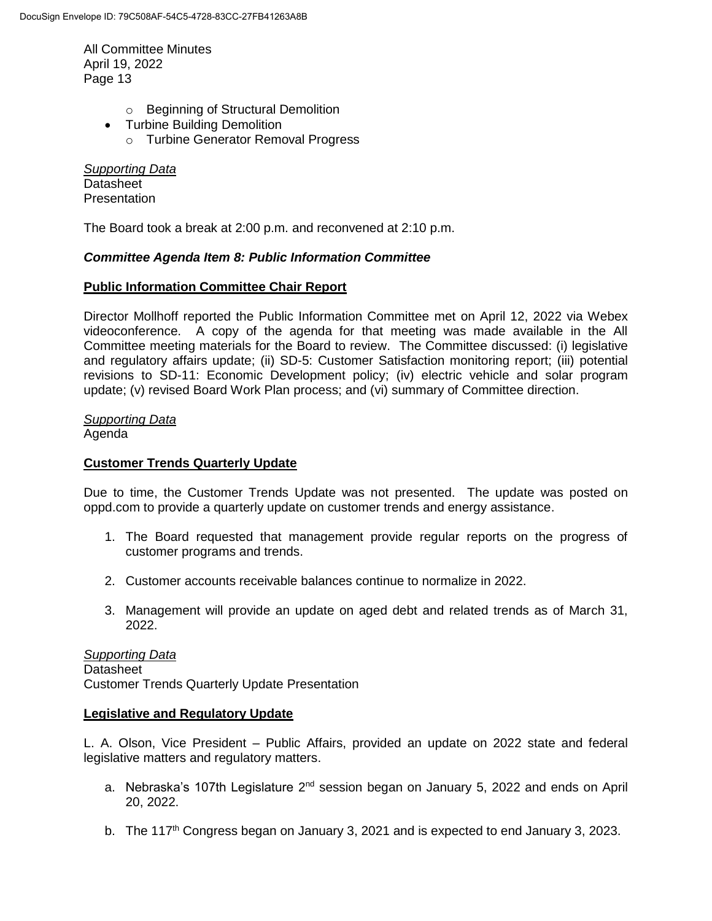- Beginning of Structural Demolition
- Turbine Building Demolition
  - Turbine Generator Removal Progress

*Supporting Data*
Datasheet
Presentation

The Board took a break at 2:00 p.m. and reconvened at 2:10 p.m.

***Committee Agenda Item 8: Public Information Committee***

**Public Information Committee Chair Report**

Director Mollhoff reported the Public Information Committee met on April 12, 2022 via Webex videoconference. A copy of the agenda for that meeting was made available in the All Committee meeting materials for the Board to review. The Committee discussed: (i) legislative and regulatory affairs update; (ii) SD-5: Customer Satisfaction monitoring report; (iii) potential revisions to SD-11: Economic Development policy; (iv) electric vehicle and solar program update; (v) revised Board Work Plan process; and (vi) summary of Committee direction.

*Supporting Data*
Agenda

**Customer Trends Quarterly Update**

Due to time, the Customer Trends Update was not presented. The update was posted on oppd.com to provide a quarterly update on customer trends and energy assistance.

1. The Board requested that management provide regular reports on the progress of customer programs and trends.

2. Customer accounts receivable balances continue to normalize in 2022.

3. Management will provide an update on aged debt and related trends as of March 31, 2022.

*Supporting Data*
Datasheet
Customer Trends Quarterly Update Presentation

**Legislative and Regulatory Update**

L. A. Olson, Vice President – Public Affairs, provided an update on 2022 state and federal legislative matters and regulatory matters.

a. Nebraska's 107th Legislature 2nd session began on January 5, 2022 and ends on April 20, 2022.

b. The 117th Congress began on January 3, 2021 and is expected to end January 3, 2023.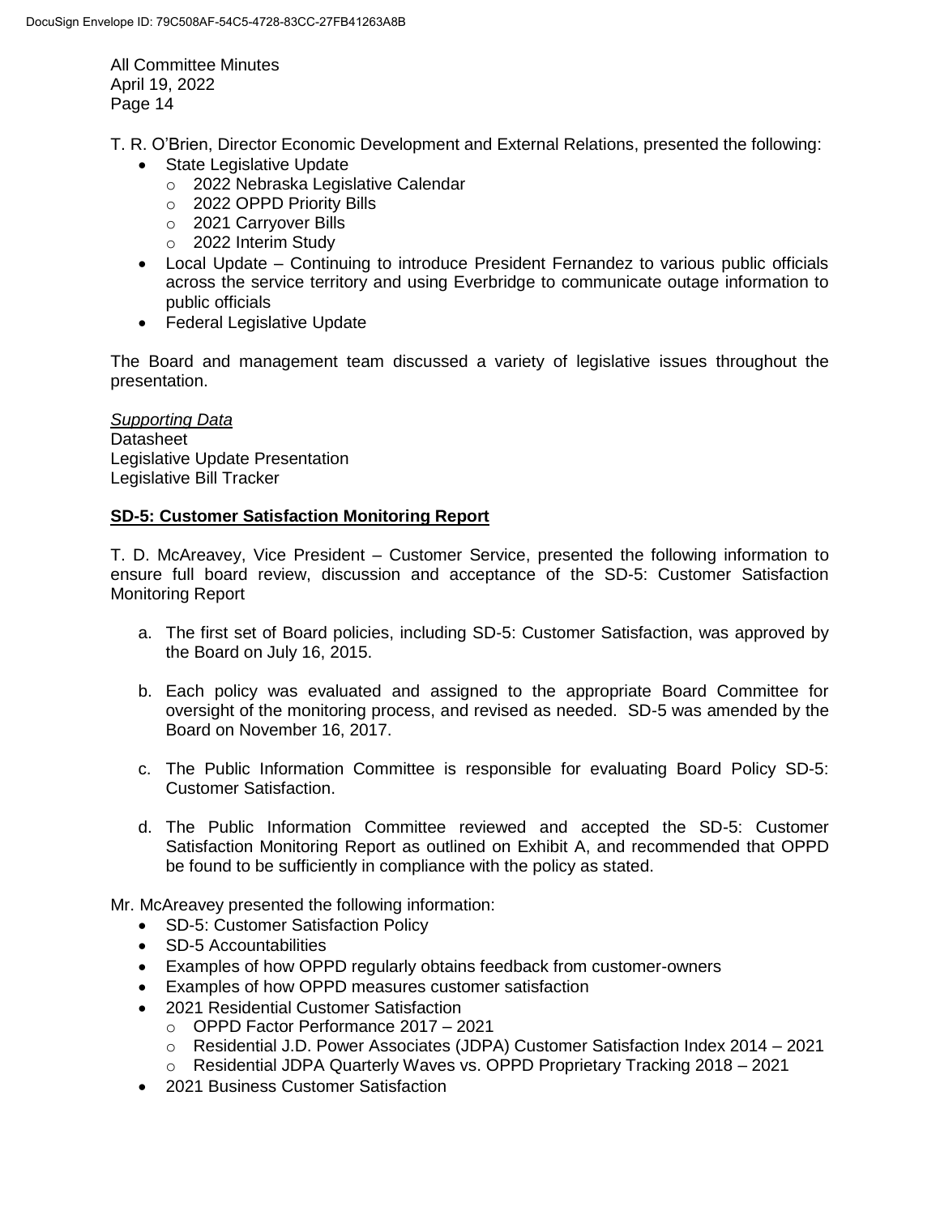T. R. O'Brien, Director Economic Development and External Relations, presented the following:

- State Legislative Update
  - 2022 Nebraska Legislative Calendar
  - 2022 OPPD Priority Bills
  - 2021 Carryover Bills
  - 2022 Interim Study
- Local Update – Continuing to introduce President Fernandez to various public officials across the service territory and using Everbridge to communicate outage information to public officials
- Federal Legislative Update

The Board and management team discussed a variety of legislative issues throughout the presentation.

*Supporting Data*
Datasheet
Legislative Update Presentation
Legislative Bill Tracker

## SD-5: Customer Satisfaction Monitoring Report

T. D. McAreavey, Vice President – Customer Service, presented the following information to ensure full board review, discussion and acceptance of the SD-5: Customer Satisfaction Monitoring Report

a. The first set of Board policies, including SD-5: Customer Satisfaction, was approved by the Board on July 16, 2015.

b. Each policy was evaluated and assigned to the appropriate Board Committee for oversight of the monitoring process, and revised as needed. SD-5 was amended by the Board on November 16, 2017.

c. The Public Information Committee is responsible for evaluating Board Policy SD-5: Customer Satisfaction.

d. The Public Information Committee reviewed and accepted the SD-5: Customer Satisfaction Monitoring Report as outlined on Exhibit A, and recommended that OPPD be found to be sufficiently in compliance with the policy as stated.

Mr. McAreavey presented the following information:

- SD-5: Customer Satisfaction Policy
- SD-5 Accountabilities
- Examples of how OPPD regularly obtains feedback from customer-owners
- Examples of how OPPD measures customer satisfaction
- 2021 Residential Customer Satisfaction
  - OPPD Factor Performance 2017 – 2021
  - Residential J.D. Power Associates (JDPA) Customer Satisfaction Index 2014 – 2021
  - Residential JDPA Quarterly Waves vs. OPPD Proprietary Tracking 2018 – 2021
- 2021 Business Customer Satisfaction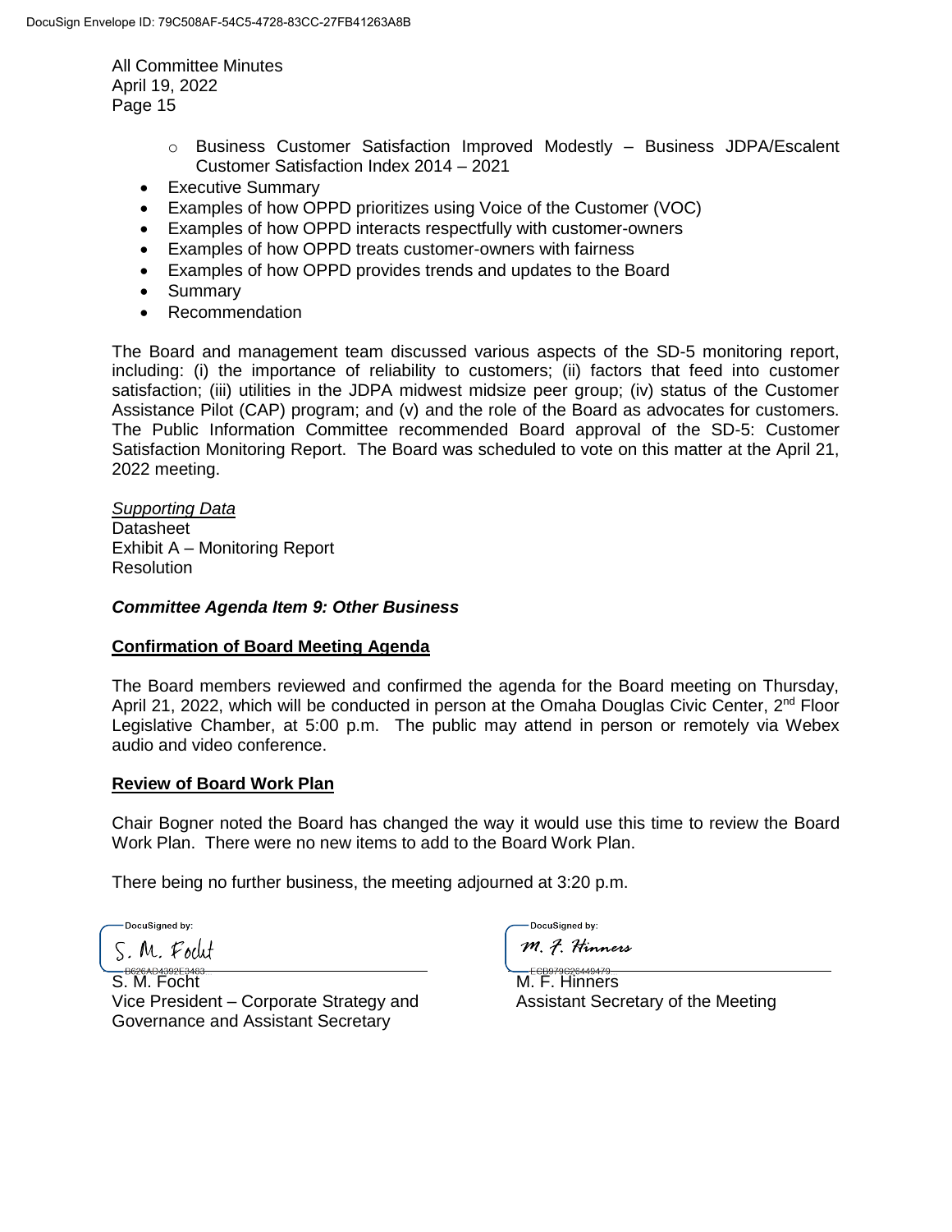- Business Customer Satisfaction Improved Modestly – Business JDPA/Escalent Customer Satisfaction Index 2014 – 2021
- Executive Summary
- Examples of how OPPD prioritizes using Voice of the Customer (VOC)
- Examples of how OPPD interacts respectfully with customer-owners
- Examples of how OPPD treats customer-owners with fairness
- Examples of how OPPD provides trends and updates to the Board
- Summary
- Recommendation

The Board and management team discussed various aspects of the SD-5 monitoring report, including: (i) the importance of reliability to customers; (ii) factors that feed into customer satisfaction; (iii) utilities in the JDPA midwest midsize peer group; (iv) status of the Customer Assistance Pilot (CAP) program; and (v) and the role of the Board as advocates for customers. The Public Information Committee recommended Board approval of the SD-5: Customer Satisfaction Monitoring Report. The Board was scheduled to vote on this matter at the April 21, 2022 meeting.

*Supporting Data*
Datasheet
Exhibit A – Monitoring Report
Resolution

### *Committee Agenda Item 9: Other Business*

**Confirmation of Board Meeting Agenda**

The Board members reviewed and confirmed the agenda for the Board meeting on Thursday, April 21, 2022, which will be conducted in person at the Omaha Douglas Civic Center, 2nd Floor Legislative Chamber, at 5:00 p.m. The public may attend in person or remotely via Webex audio and video conference.

**Review of Board Work Plan**

Chair Bogner noted the Board has changed the way it would use this time to review the Board Work Plan. There were no new items to add to the Board Work Plan.

There being no further business, the meeting adjourned at 3:20 p.m.

DocuSigned by:
S. M. Focht
B626AD4392E3483
S. M. Focht
Vice President – Corporate Strategy and Governance and Assistant Secretary

DocuSigned by:
M. F. Hinners
ECB979C26449479
M. F. Hinners
Assistant Secretary of the Meeting